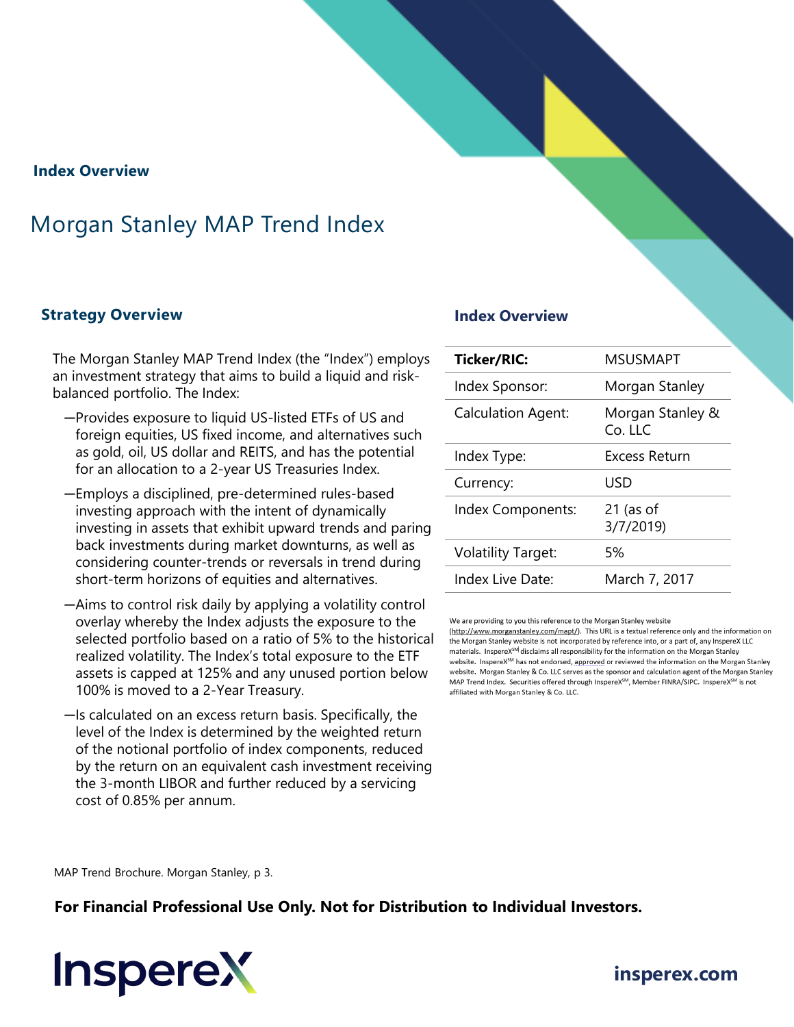**Index Overview**

# Morgan Stanley MAP Trend Index

## Strategy Overview

The Morgan Stanley MAP Trend Index (the "Index") employs an investment strategy that aims to build a liquid and risk-balanced portfolio. The Index:

- Provides exposure to liquid US-listed ETFs of US and foreign equities, US fixed income, and alternatives such as gold, oil, US dollar and REITS, and has the potential for an allocation to a 2-year US Treasuries Index.
- Employs a disciplined, pre-determined rules-based investing approach with the intent of dynamically investing in assets that exhibit upward trends and paring back investments during market downturns, as well as considering counter-trends or reversals in trend during short-term horizons of equities and alternatives.
- Aims to control risk daily by applying a volatility control overlay whereby the Index adjusts the exposure to the selected portfolio based on a ratio of 5% to the historical realized volatility. The Index's total exposure to the ETF assets is capped at 125% and any unused portion below 100% is moved to a 2-Year Treasury.
- Is calculated on an excess return basis. Specifically, the level of the Index is determined by the weighted return of the notional portfolio of index components, reduced by the return on an equivalent cash investment receiving the 3-month LIBOR and further reduced by a servicing cost of 0.85% per annum.

## Index Overview

| **Ticker/RIC:** | MSUSMAPT |
| --- | --- |
| Index Sponsor: | Morgan Stanley |
| Calculation Agent: | Morgan Stanley & Co. LLC |
| Index Type: | Excess Return |
| Currency: | USD |
| Index Components: | 21 (as of 3/7/2019) |
| Volatility Target: | 5% |
| Index Live Date: | March 7, 2017 |

We are providing to you this reference to the Morgan Stanley website (http://www.morganstanley.com/mapt/). This URL is a textual reference only and the information on the Morgan Stanley website is not incorporated by reference into, or a part of, any InspereX LLC materials. InspereX℠ disclaims all responsibility for the information on the Morgan Stanley website. InspereX℠ has not endorsed, approved or reviewed the information on the Morgan Stanley website. Morgan Stanley & Co. LLC serves as the sponsor and calculation agent of the Morgan Stanley MAP Trend Index. Securities offered through InspereX℠, Member FINRA/SIPC. InspereX℠ is not affiliated with Morgan Stanley & Co. LLC.

MAP Trend Brochure. Morgan Stanley, p 3.

**For Financial Professional Use Only. Not for Distribution to Individual Investors.**

InspereX

**insperex.com**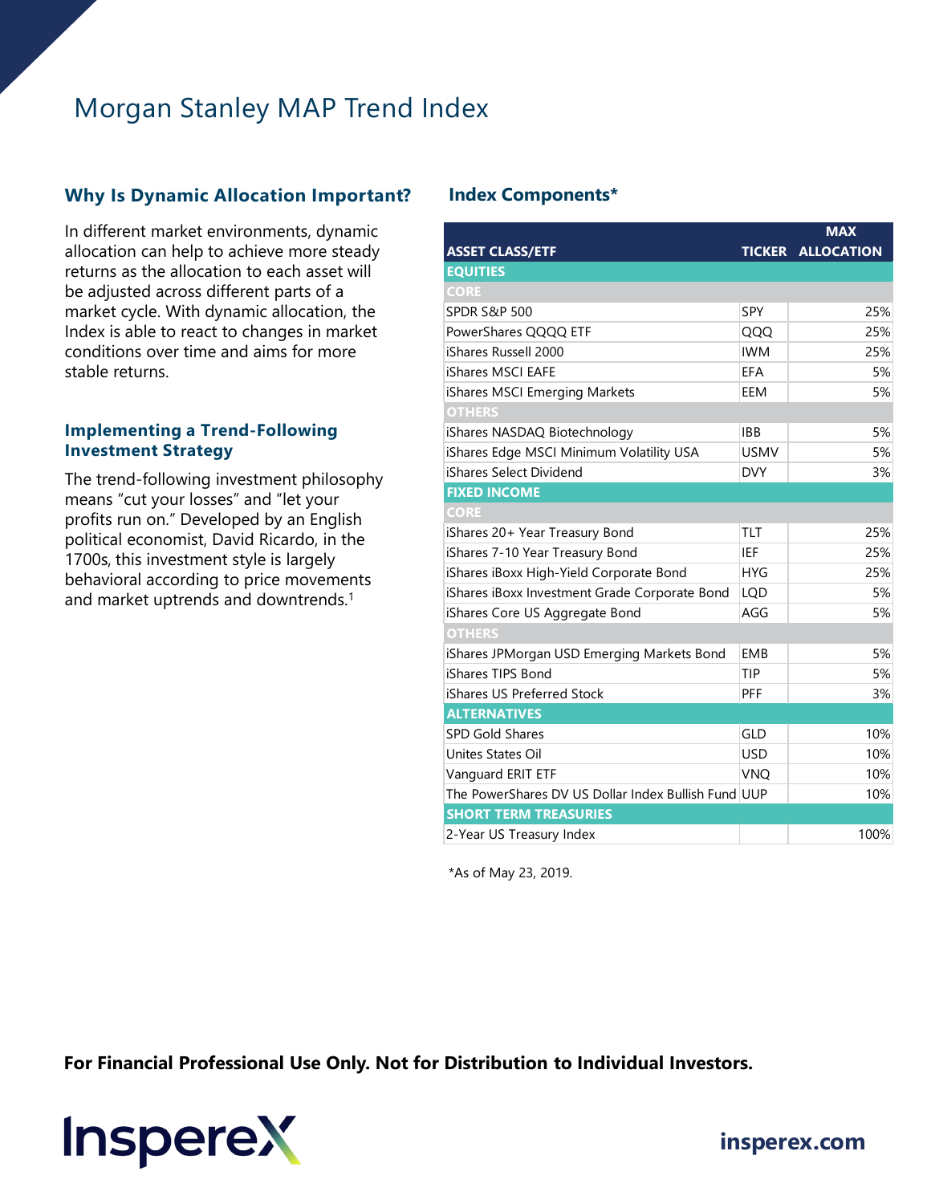# Morgan Stanley MAP Trend Index

## Why Is Dynamic Allocation Important?

In different market environments, dynamic allocation can help to achieve more steady returns as the allocation to each asset will be adjusted across different parts of a market cycle. With dynamic allocation, the Index is able to react to changes in market conditions over time and aims for more stable returns.

## Implementing a Trend-Following Investment Strategy

The trend-following investment philosophy means "cut your losses" and "let your profits run on." Developed by an English political economist, David Ricardo, in the 1700s, this investment style is largely behavioral according to price movements and market uptrends and downtrends.[1]

## Index Components*

| ASSET CLASS/ETF | TICKER | MAX ALLOCATION |
|---|---|---|
| **EQUITIES** | | |
| **CORE** | | |
| SPDR S&P 500 | SPY | 25% |
| PowerShares QQQQ ETF | QQQ | 25% |
| iShares Russell 2000 | IWM | 25% |
| iShares MSCI EAFE | EFA | 5% |
| iShares MSCI Emerging Markets | EEM | 5% |
| **OTHERS** | | |
| iShares NASDAQ Biotechnology | IBB | 5% |
| iShares Edge MSCI Minimum Volatility USA | USMV | 5% |
| iShares Select Dividend | DVY | 3% |
| **FIXED INCOME** | | |
| **CORE** | | |
| iShares 20+ Year Treasury Bond | TLT | 25% |
| iShares 7-10 Year Treasury Bond | IEF | 25% |
| iShares iBoxx High-Yield Corporate Bond | HYG | 25% |
| iShares iBoxx Investment Grade Corporate Bond | LQD | 5% |
| iShares Core US Aggregate Bond | AGG | 5% |
| **OTHERS** | | |
| iShares JPMorgan USD Emerging Markets Bond | EMB | 5% |
| iShares TIPS Bond | TIP | 5% |
| iShares US Preferred Stock | PFF | 3% |
| **ALTERNATIVES** | | |
| SPD Gold Shares | GLD | 10% |
| Unites States Oil | USD | 10% |
| Vanguard ERIT ETF | VNQ | 10% |
| The PowerShares DV US Dollar Index Bullish Fund | UUP | 10% |
| **SHORT TERM TREASURIES** | | |
| 2-Year US Treasury Index | | 100% |

*As of May 23, 2019.

**For Financial Professional Use Only. Not for Distribution to Individual Investors.**

InspereX

insperex.com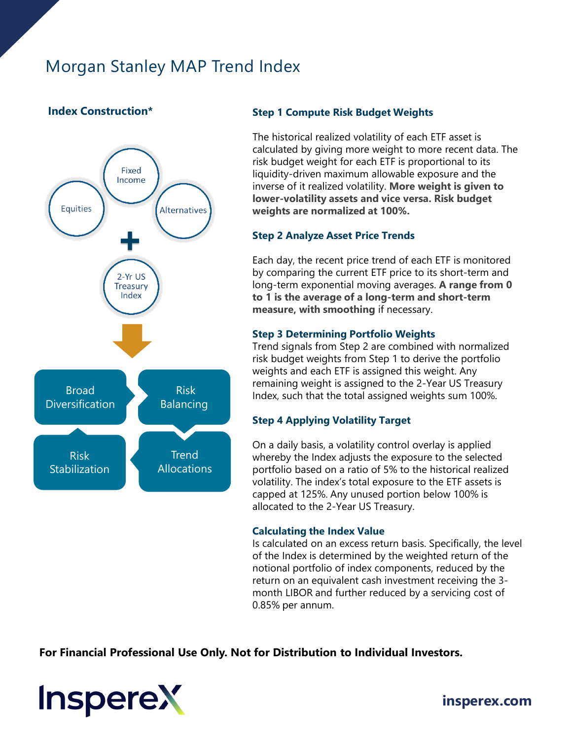# Morgan Stanley MAP Trend Index

## Index Construction*

Fixed Income

Equities

Alternatives

+

2-Yr US Treasury Index

Broad Diversification

Risk Balancing

Risk Stabilization

Trend Allocations

### Step 1 Compute Risk Budget Weights

The historical realized volatility of each ETF asset is calculated by giving more weight to more recent data. The risk budget weight for each ETF is proportional to its liquidity-driven maximum allowable exposure and the inverse of it realized volatility. **More weight is given to lower-volatility assets and vice versa. Risk budget weights are normalized at 100%.**

### Step 2 Analyze Asset Price Trends

Each day, the recent price trend of each ETF is monitored by comparing the current ETF price to its short-term and long-term exponential moving averages. **A range from 0 to 1 is the average of a long-term and short-term measure, with smoothing** if necessary.

### Step 3 Determining Portfolio Weights

Trend signals from Step 2 are combined with normalized risk budget weights from Step 1 to derive the portfolio weights and each ETF is assigned this weight. Any remaining weight is assigned to the 2-Year US Treasury Index, such that the total assigned weights sum 100%.

### Step 4 Applying Volatility Target

On a daily basis, a volatility control overlay is applied whereby the Index adjusts the exposure to the selected portfolio based on a ratio of 5% to the historical realized volatility. The index's total exposure to the ETF assets is capped at 125%. Any unused portion below 100% is allocated to the 2-Year US Treasury.

### Calculating the Index Value

Is calculated on an excess return basis. Specifically, the level of the Index is determined by the weighted return of the notional portfolio of index components, reduced by the return on an equivalent cash investment receiving the 3-month LIBOR and further reduced by a servicing cost of 0.85% per annum.

**For Financial Professional Use Only. Not for Distribution to Individual Investors.**

InspereX

**insperex.com**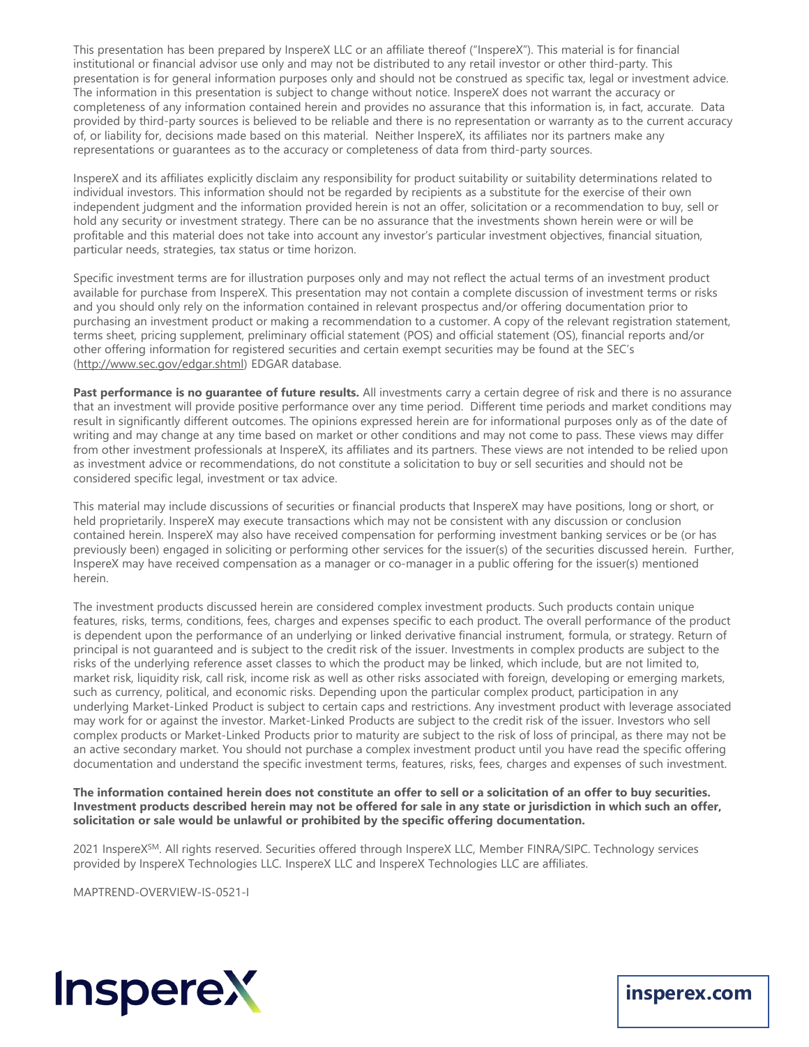This presentation has been prepared by InspereX LLC or an affiliate thereof ("InspereX"). This material is for financial institutional or financial advisor use only and may not be distributed to any retail investor or other third-party. This presentation is for general information purposes only and should not be construed as specific tax, legal or investment advice. The information in this presentation is subject to change without notice. InspereX does not warrant the accuracy or completeness of any information contained herein and provides no assurance that this information is, in fact, accurate. Data provided by third-party sources is believed to be reliable and there is no representation or warranty as to the current accuracy of, or liability for, decisions made based on this material. Neither InspereX, its affiliates nor its partners make any representations or guarantees as to the accuracy or completeness of data from third-party sources.

InspereX and its affiliates explicitly disclaim any responsibility for product suitability or suitability determinations related to individual investors. This information should not be regarded by recipients as a substitute for the exercise of their own independent judgment and the information provided herein is not an offer, solicitation or a recommendation to buy, sell or hold any security or investment strategy. There can be no assurance that the investments shown herein were or will be profitable and this material does not take into account any investor's particular investment objectives, financial situation, particular needs, strategies, tax status or time horizon.

Specific investment terms are for illustration purposes only and may not reflect the actual terms of an investment product available for purchase from InspereX. This presentation may not contain a complete discussion of investment terms or risks and you should only rely on the information contained in relevant prospectus and/or offering documentation prior to purchasing an investment product or making a recommendation to a customer. A copy of the relevant registration statement, terms sheet, pricing supplement, preliminary official statement (POS) and official statement (OS), financial reports and/or other offering information for registered securities and certain exempt securities may be found at the SEC's (http://www.sec.gov/edgar.shtml) EDGAR database.

**Past performance is no guarantee of future results.** All investments carry a certain degree of risk and there is no assurance that an investment will provide positive performance over any time period. Different time periods and market conditions may result in significantly different outcomes. The opinions expressed herein are for informational purposes only as of the date of writing and may change at any time based on market or other conditions and may not come to pass. These views may differ from other investment professionals at InspereX, its affiliates and its partners. These views are not intended to be relied upon as investment advice or recommendations, do not constitute a solicitation to buy or sell securities and should not be considered specific legal, investment or tax advice.

This material may include discussions of securities or financial products that InspereX may have positions, long or short, or held proprietarily. InspereX may execute transactions which may not be consistent with any discussion or conclusion contained herein. InspereX may also have received compensation for performing investment banking services or be (or has previously been) engaged in soliciting or performing other services for the issuer(s) of the securities discussed herein. Further, InspereX may have received compensation as a manager or co-manager in a public offering for the issuer(s) mentioned herein.

The investment products discussed herein are considered complex investment products. Such products contain unique features, risks, terms, conditions, fees, charges and expenses specific to each product. The overall performance of the product is dependent upon the performance of an underlying or linked derivative financial instrument, formula, or strategy. Return of principal is not guaranteed and is subject to the credit risk of the issuer. Investments in complex products are subject to the risks of the underlying reference asset classes to which the product may be linked, which include, but are not limited to, market risk, liquidity risk, call risk, income risk as well as other risks associated with foreign, developing or emerging markets, such as currency, political, and economic risks. Depending upon the particular complex product, participation in any underlying Market-Linked Product is subject to certain caps and restrictions. Any investment product with leverage associated may work for or against the investor. Market-Linked Products are subject to the credit risk of the issuer. Investors who sell complex products or Market-Linked Products prior to maturity are subject to the risk of loss of principal, as there may not be an active secondary market. You should not purchase a complex investment product until you have read the specific offering documentation and understand the specific investment terms, features, risks, fees, charges and expenses of such investment.

**The information contained herein does not constitute an offer to sell or a solicitation of an offer to buy securities. Investment products described herein may not be offered for sale in any state or jurisdiction in which such an offer, solicitation or sale would be unlawful or prohibited by the specific offering documentation.**

2021 InspereX[SM]. All rights reserved. Securities offered through InspereX LLC, Member FINRA/SIPC. Technology services provided by InspereX Technologies LLC. InspereX LLC and InspereX Technologies LLC are affiliates.

MAPTREND-OVERVIEW-IS-0521-I

InspereX

insperex.com